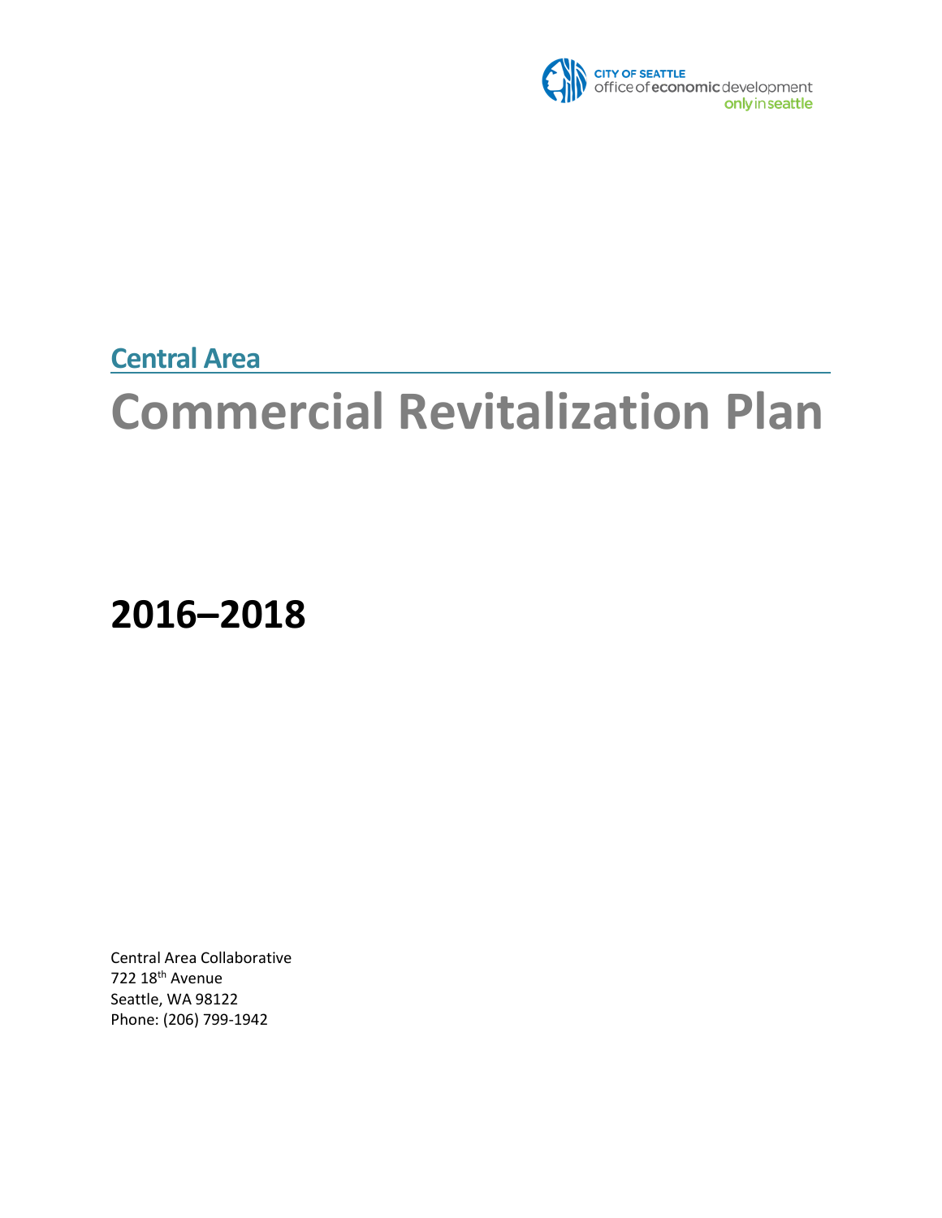CITY OF SEATTLE
office of economic development
only in seattle

## Central Area

# Commercial Revitalization Plan

# 2016–2018

Central Area Collaborative
722 18th Avenue
Seattle, WA 98122
Phone: (206) 799-1942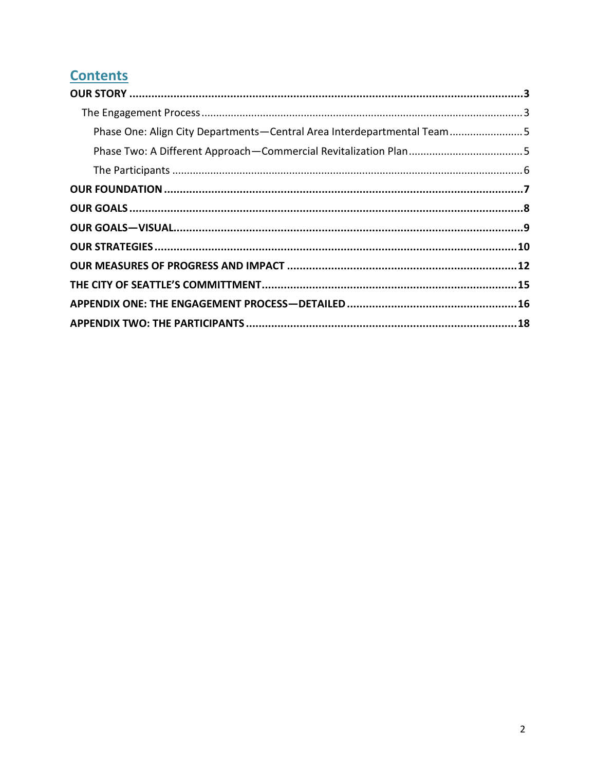## Contents

**OUR STORY** ........................................................................................................ **3**

- The Engagement Process ........................................................................................ 3
  - Phase One: Align City Departments—Central Area Interdepartmental Team ........................ 5
  - Phase Two: A Different Approach—Commercial Revitalization Plan ....................................... 5
  - The Participants .................................................................................................. 6

**OUR FOUNDATION** .............................................................................................. **7**

**OUR GOALS** ........................................................................................................ **8**

**OUR GOALS—VISUAL** .......................................................................................... **9**

**OUR STRATEGIES** ............................................................................................... **10**

**OUR MEASURES OF PROGRESS AND IMPACT** .................................................... **12**

**THE CITY OF SEATTLE'S COMMITTMENT** .............................................................. **15**

**APPENDIX ONE: THE ENGAGEMENT PROCESS—DETAILED** .................................... **16**

**APPENDIX TWO: THE PARTICIPANTS** .................................................................... **18**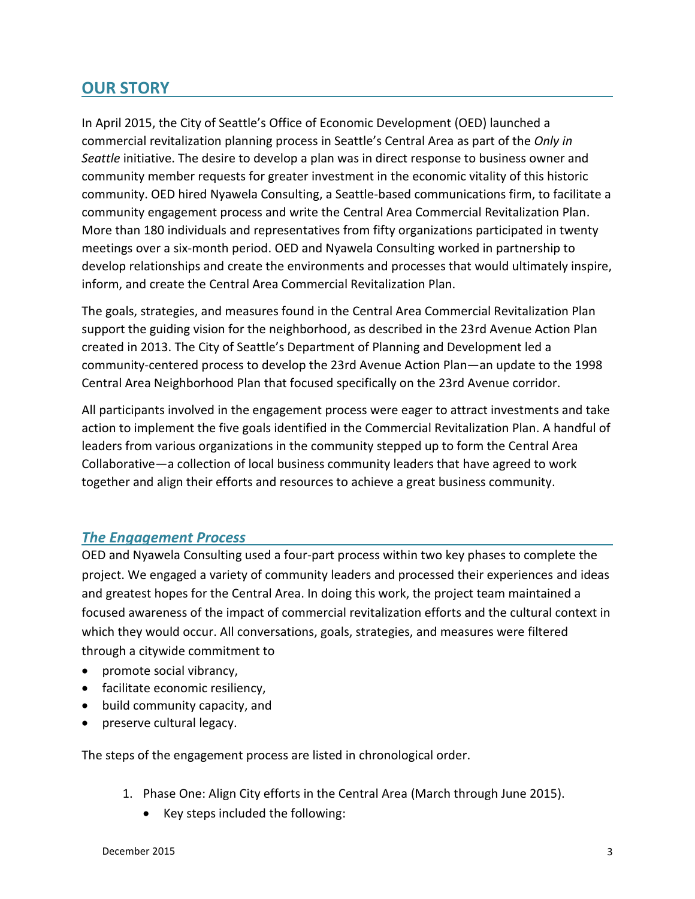## OUR STORY

In April 2015, the City of Seattle's Office of Economic Development (OED) launched a commercial revitalization planning process in Seattle's Central Area as part of the *Only in Seattle* initiative. The desire to develop a plan was in direct response to business owner and community member requests for greater investment in the economic vitality of this historic community. OED hired Nyawela Consulting, a Seattle-based communications firm, to facilitate a community engagement process and write the Central Area Commercial Revitalization Plan. More than 180 individuals and representatives from fifty organizations participated in twenty meetings over a six-month period. OED and Nyawela Consulting worked in partnership to develop relationships and create the environments and processes that would ultimately inspire, inform, and create the Central Area Commercial Revitalization Plan.

The goals, strategies, and measures found in the Central Area Commercial Revitalization Plan support the guiding vision for the neighborhood, as described in the 23rd Avenue Action Plan created in 2013. The City of Seattle's Department of Planning and Development led a community-centered process to develop the 23rd Avenue Action Plan—an update to the 1998 Central Area Neighborhood Plan that focused specifically on the 23rd Avenue corridor.

All participants involved in the engagement process were eager to attract investments and take action to implement the five goals identified in the Commercial Revitalization Plan. A handful of leaders from various organizations in the community stepped up to form the Central Area Collaborative—a collection of local business community leaders that have agreed to work together and align their efforts and resources to achieve a great business community.

### *The Engagement Process*

OED and Nyawela Consulting used a four-part process within two key phases to complete the project. We engaged a variety of community leaders and processed their experiences and ideas and greatest hopes for the Central Area. In doing this work, the project team maintained a focused awareness of the impact of commercial revitalization efforts and the cultural context in which they would occur. All conversations, goals, strategies, and measures were filtered through a citywide commitment to

- promote social vibrancy,
- facilitate economic resiliency,
- build community capacity, and
- preserve cultural legacy.

The steps of the engagement process are listed in chronological order.

1. Phase One: Align City efforts in the Central Area (March through June 2015).
   - Key steps included the following: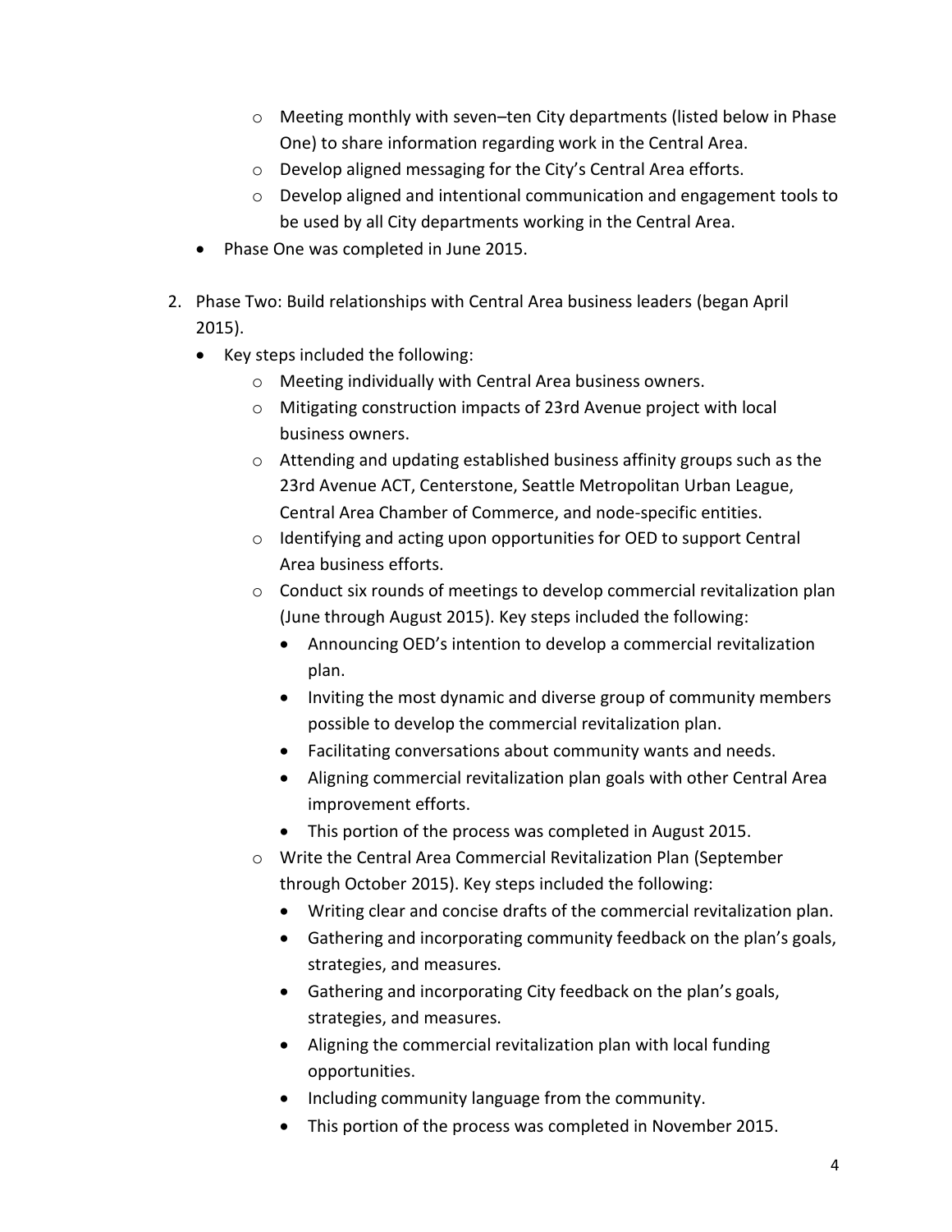- Meeting monthly with seven–ten City departments (listed below in Phase One) to share information regarding work in the Central Area.
    - Develop aligned messaging for the City's Central Area efforts.
    - Develop aligned and intentional communication and engagement tools to be used by all City departments working in the Central Area.
  - Phase One was completed in June 2015.

2. Phase Two: Build relationships with Central Area business leaders (began April 2015).
   - Key steps included the following:
     - Meeting individually with Central Area business owners.
     - Mitigating construction impacts of 23rd Avenue project with local business owners.
     - Attending and updating established business affinity groups such as the 23rd Avenue ACT, Centerstone, Seattle Metropolitan Urban League, Central Area Chamber of Commerce, and node-specific entities.
     - Identifying and acting upon opportunities for OED to support Central Area business efforts.
     - Conduct six rounds of meetings to develop commercial revitalization plan (June through August 2015). Key steps included the following:
       - Announcing OED's intention to develop a commercial revitalization plan.
       - Inviting the most dynamic and diverse group of community members possible to develop the commercial revitalization plan.
       - Facilitating conversations about community wants and needs.
       - Aligning commercial revitalization plan goals with other Central Area improvement efforts.
       - This portion of the process was completed in August 2015.
     - Write the Central Area Commercial Revitalization Plan (September through October 2015). Key steps included the following:
       - Writing clear and concise drafts of the commercial revitalization plan.
       - Gathering and incorporating community feedback on the plan's goals, strategies, and measures.
       - Gathering and incorporating City feedback on the plan's goals, strategies, and measures.
       - Aligning the commercial revitalization plan with local funding opportunities.
       - Including community language from the community.
       - This portion of the process was completed in November 2015.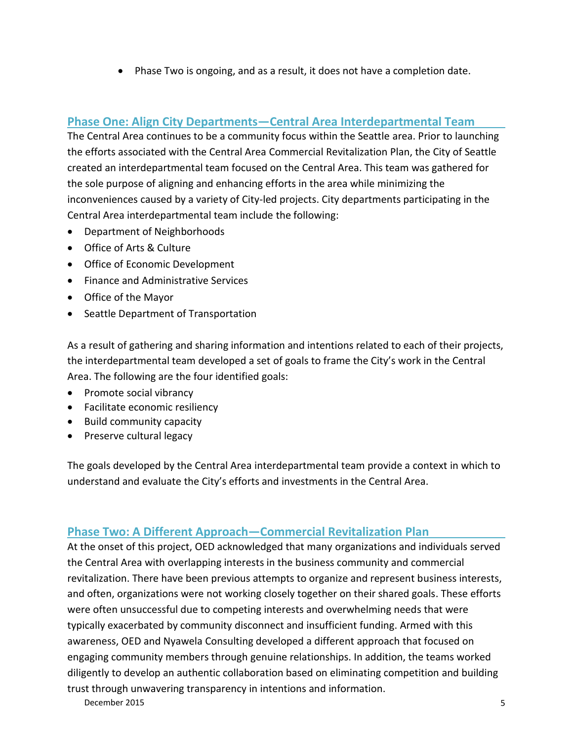- Phase Two is ongoing, and as a result, it does not have a completion date.

## Phase One: Align City Departments—Central Area Interdepartmental Team

The Central Area continues to be a community focus within the Seattle area. Prior to launching the efforts associated with the Central Area Commercial Revitalization Plan, the City of Seattle created an interdepartmental team focused on the Central Area. This team was gathered for the sole purpose of aligning and enhancing efforts in the area while minimizing the inconveniences caused by a variety of City-led projects. City departments participating in the Central Area interdepartmental team include the following:

- Department of Neighborhoods
- Office of Arts & Culture
- Office of Economic Development
- Finance and Administrative Services
- Office of the Mayor
- Seattle Department of Transportation

As a result of gathering and sharing information and intentions related to each of their projects, the interdepartmental team developed a set of goals to frame the City's work in the Central Area. The following are the four identified goals:

- Promote social vibrancy
- Facilitate economic resiliency
- Build community capacity
- Preserve cultural legacy

The goals developed by the Central Area interdepartmental team provide a context in which to understand and evaluate the City's efforts and investments in the Central Area.

## Phase Two: A Different Approach—Commercial Revitalization Plan

At the onset of this project, OED acknowledged that many organizations and individuals served the Central Area with overlapping interests in the business community and commercial revitalization. There have been previous attempts to organize and represent business interests, and often, organizations were not working closely together on their shared goals. These efforts were often unsuccessful due to competing interests and overwhelming needs that were typically exacerbated by community disconnect and insufficient funding. Armed with this awareness, OED and Nyawela Consulting developed a different approach that focused on engaging community members through genuine relationships. In addition, the teams worked diligently to develop an authentic collaboration based on eliminating competition and building trust through unwavering transparency in intentions and information.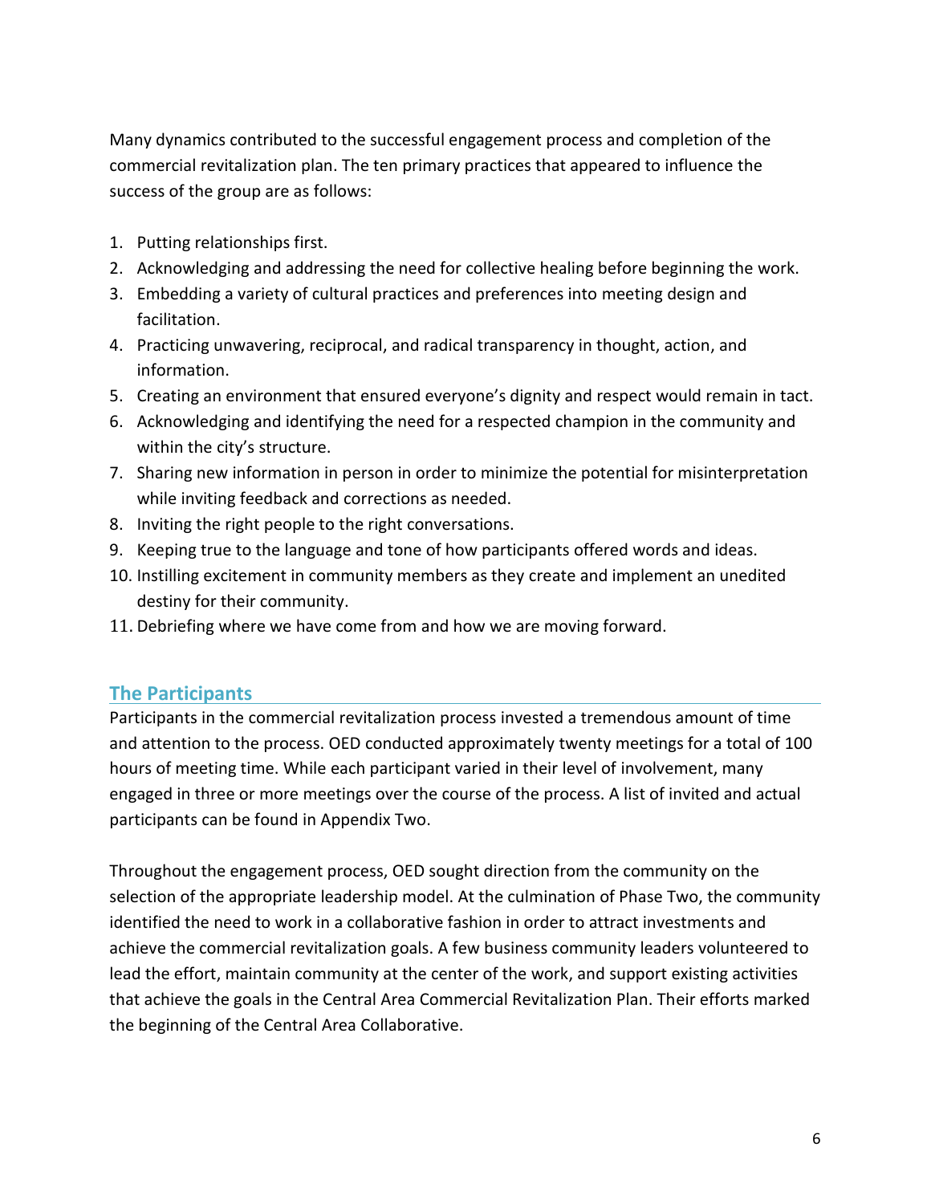Many dynamics contributed to the successful engagement process and completion of the commercial revitalization plan. The ten primary practices that appeared to influence the success of the group are as follows:

1. Putting relationships first.
2. Acknowledging and addressing the need for collective healing before beginning the work.
3. Embedding a variety of cultural practices and preferences into meeting design and facilitation.
4. Practicing unwavering, reciprocal, and radical transparency in thought, action, and information.
5. Creating an environment that ensured everyone's dignity and respect would remain in tact.
6. Acknowledging and identifying the need for a respected champion in the community and within the city's structure.
7. Sharing new information in person in order to minimize the potential for misinterpretation while inviting feedback and corrections as needed.
8. Inviting the right people to the right conversations.
9. Keeping true to the language and tone of how participants offered words and ideas.
10. Instilling excitement in community members as they create and implement an unedited destiny for their community.
11. Debriefing where we have come from and how we are moving forward.

## The Participants

Participants in the commercial revitalization process invested a tremendous amount of time and attention to the process. OED conducted approximately twenty meetings for a total of 100 hours of meeting time. While each participant varied in their level of involvement, many engaged in three or more meetings over the course of the process. A list of invited and actual participants can be found in Appendix Two.

Throughout the engagement process, OED sought direction from the community on the selection of the appropriate leadership model. At the culmination of Phase Two, the community identified the need to work in a collaborative fashion in order to attract investments and achieve the commercial revitalization goals. A few business community leaders volunteered to lead the effort, maintain community at the center of the work, and support existing activities that achieve the goals in the Central Area Commercial Revitalization Plan. Their efforts marked the beginning of the Central Area Collaborative.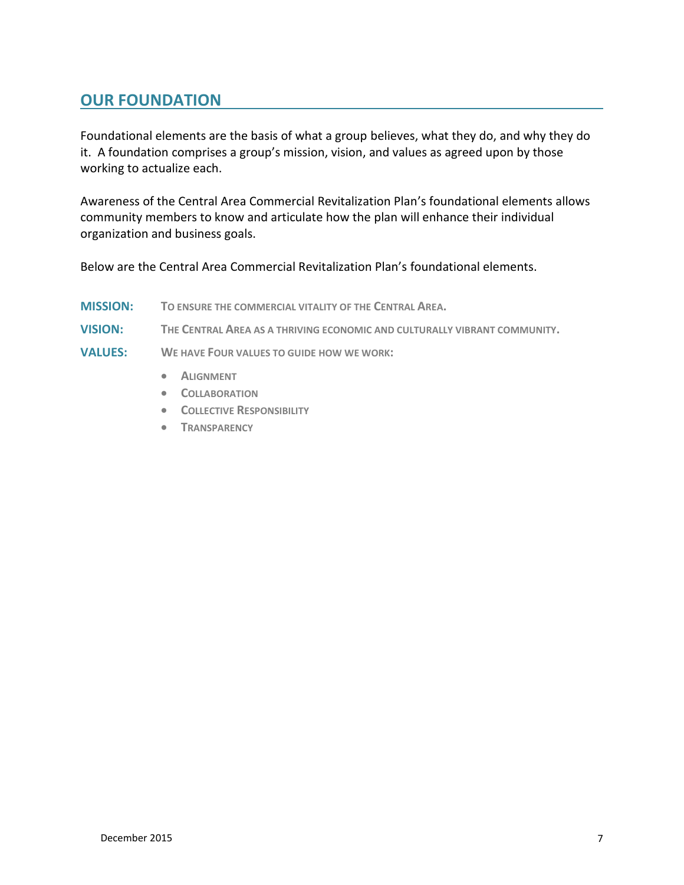## OUR FOUNDATION

Foundational elements are the basis of what a group believes, what they do, and why they do it. A foundation comprises a group's mission, vision, and values as agreed upon by those working to actualize each.

Awareness of the Central Area Commercial Revitalization Plan's foundational elements allows community members to know and articulate how the plan will enhance their individual organization and business goals.

Below are the Central Area Commercial Revitalization Plan's foundational elements.

**MISSION:** TO ENSURE THE COMMERCIAL VITALITY OF THE CENTRAL AREA.

**VISION:** THE CENTRAL AREA AS A THRIVING ECONOMIC AND CULTURALLY VIBRANT COMMUNITY.

**VALUES:** WE HAVE FOUR VALUES TO GUIDE HOW WE WORK:

- ALIGNMENT
- COLLABORATION
- COLLECTIVE RESPONSIBILITY
- TRANSPARENCY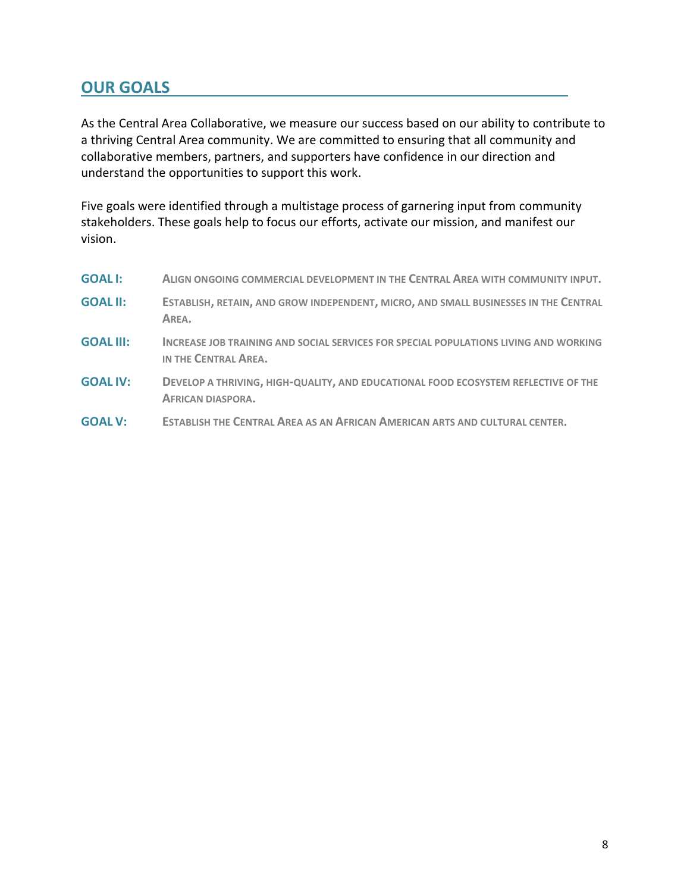## OUR GOALS

As the Central Area Collaborative, we measure our success based on our ability to contribute to a thriving Central Area community. We are committed to ensuring that all community and collaborative members, partners, and supporters have confidence in our direction and understand the opportunities to support this work.

Five goals were identified through a multistage process of garnering input from community stakeholders. These goals help to focus our efforts, activate our mission, and manifest our vision.

**GOAL I:** ALIGN ONGOING COMMERCIAL DEVELOPMENT IN THE CENTRAL AREA WITH COMMUNITY INPUT.

**GOAL II:** ESTABLISH, RETAIN, AND GROW INDEPENDENT, MICRO, AND SMALL BUSINESSES IN THE CENTRAL AREA.

**GOAL III:** INCREASE JOB TRAINING AND SOCIAL SERVICES FOR SPECIAL POPULATIONS LIVING AND WORKING IN THE CENTRAL AREA.

**GOAL IV:** DEVELOP A THRIVING, HIGH-QUALITY, AND EDUCATIONAL FOOD ECOSYSTEM REFLECTIVE OF THE AFRICAN DIASPORA.

**GOAL V:** ESTABLISH THE CENTRAL AREA AS AN AFRICAN AMERICAN ARTS AND CULTURAL CENTER.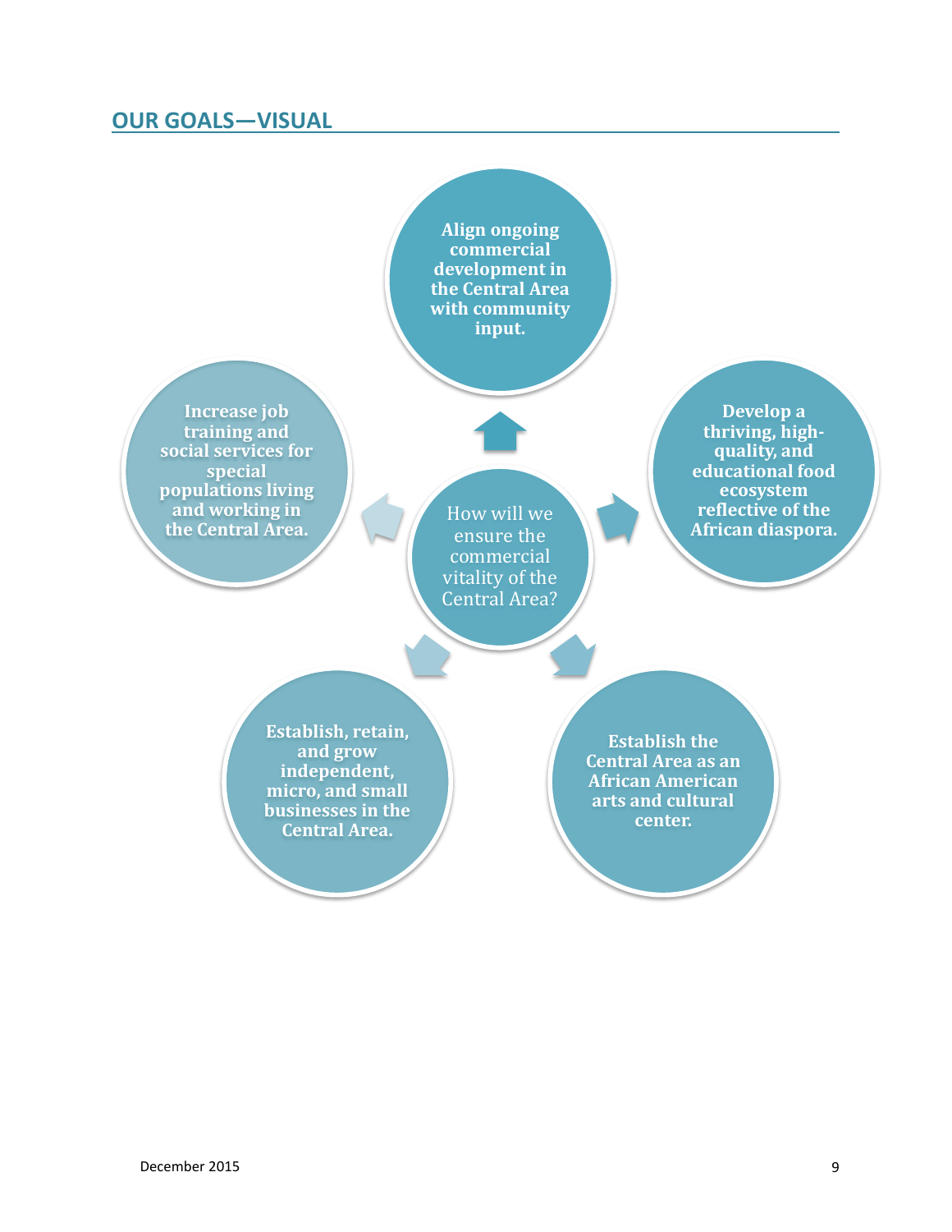## OUR GOALS—VISUAL

**How will we ensure the commercial vitality of the Central Area?**

- **Align ongoing commercial development in the Central Area with community input.**
- **Develop a thriving, high-quality, and educational food ecosystem reflective of the African diaspora.**
- **Establish the Central Area as an African American arts and cultural center.**
- **Establish, retain, and grow independent, micro, and small businesses in the Central Area.**
- **Increase job training and social services for special populations living and working in the Central Area.**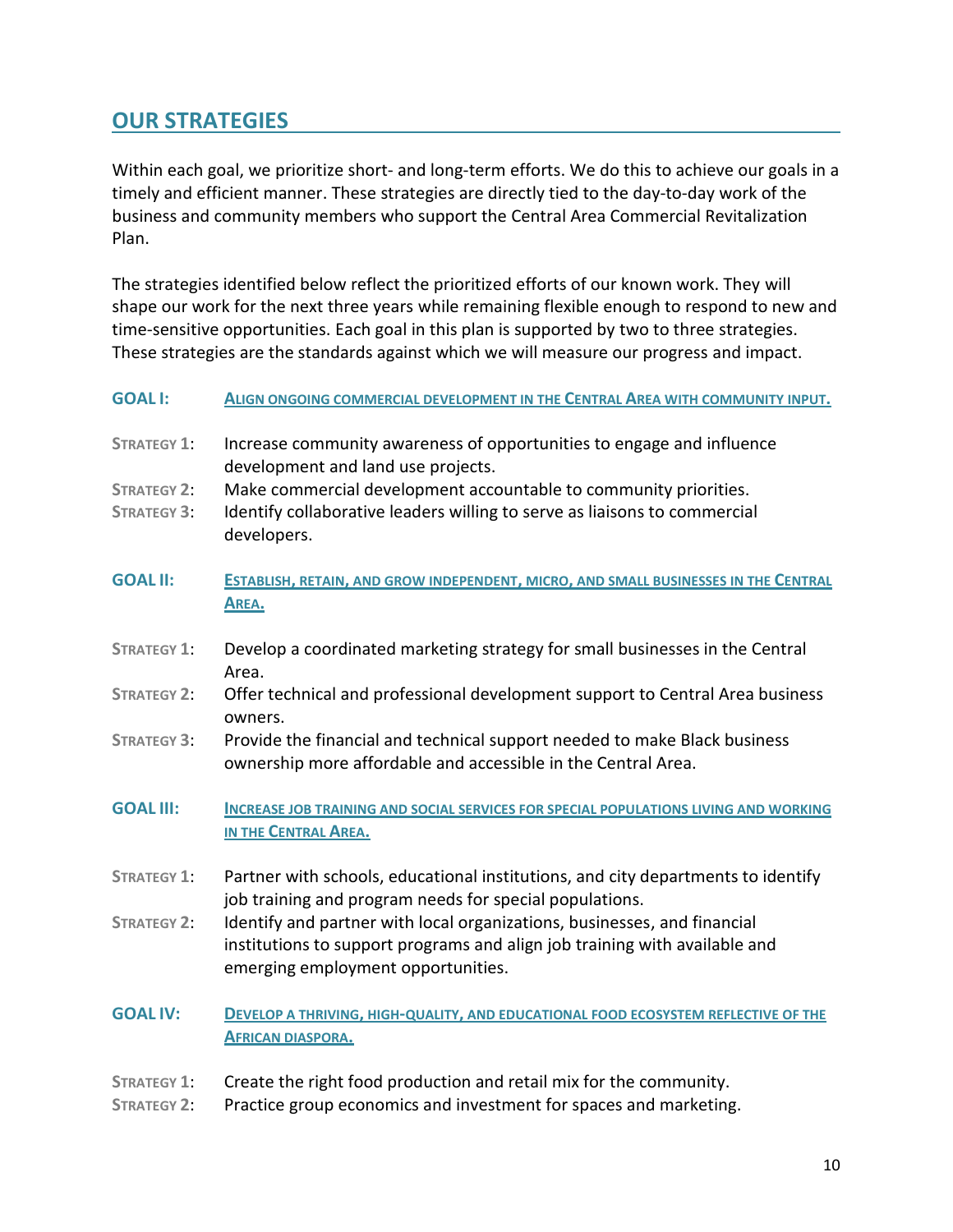## OUR STRATEGIES

Within each goal, we prioritize short- and long-term efforts. We do this to achieve our goals in a timely and efficient manner. These strategies are directly tied to the day-to-day work of the business and community members who support the Central Area Commercial Revitalization Plan.

The strategies identified below reflect the prioritized efforts of our known work. They will shape our work for the next three years while remaining flexible enough to respond to new and time-sensitive opportunities. Each goal in this plan is supported by two to three strategies. These strategies are the standards against which we will measure our progress and impact.

**GOAL I:** **ALIGN ONGOING COMMERCIAL DEVELOPMENT IN THE CENTRAL AREA WITH COMMUNITY INPUT.**

STRATEGY 1: Increase community awareness of opportunities to engage and influence development and land use projects.

STRATEGY 2: Make commercial development accountable to community priorities.

STRATEGY 3: Identify collaborative leaders willing to serve as liaisons to commercial developers.

**GOAL II:** **ESTABLISH, RETAIN, AND GROW INDEPENDENT, MICRO, AND SMALL BUSINESSES IN THE CENTRAL AREA.**

STRATEGY 1: Develop a coordinated marketing strategy for small businesses in the Central Area.

STRATEGY 2: Offer technical and professional development support to Central Area business owners.

STRATEGY 3: Provide the financial and technical support needed to make Black business ownership more affordable and accessible in the Central Area.

**GOAL III:** **INCREASE JOB TRAINING AND SOCIAL SERVICES FOR SPECIAL POPULATIONS LIVING AND WORKING IN THE CENTRAL AREA.**

STRATEGY 1: Partner with schools, educational institutions, and city departments to identify job training and program needs for special populations.

STRATEGY 2: Identify and partner with local organizations, businesses, and financial institutions to support programs and align job training with available and emerging employment opportunities.

**GOAL IV:** **DEVELOP A THRIVING, HIGH-QUALITY, AND EDUCATIONAL FOOD ECOSYSTEM REFLECTIVE OF THE AFRICAN DIASPORA.**

STRATEGY 1: Create the right food production and retail mix for the community.

STRATEGY 2: Practice group economics and investment for spaces and marketing.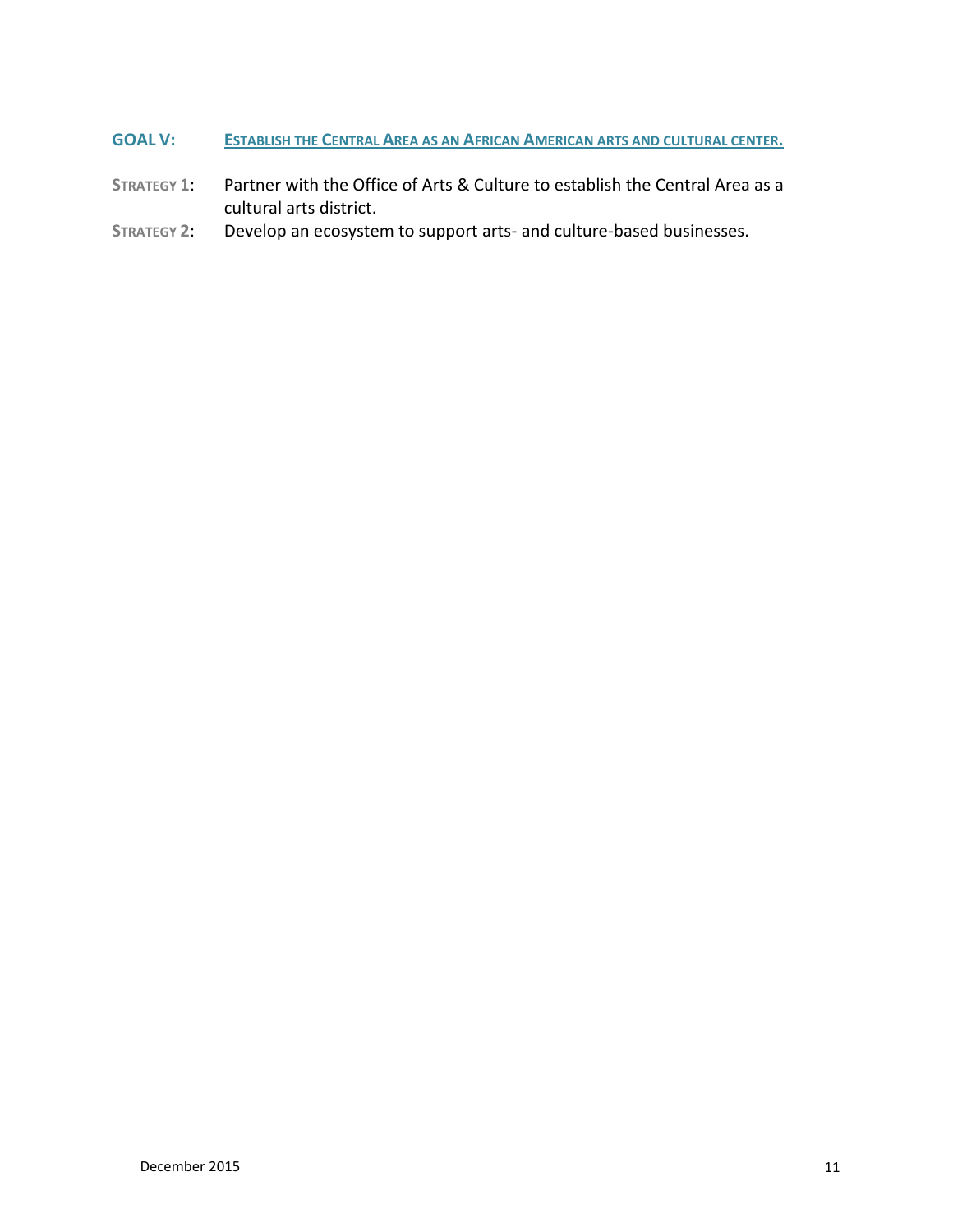## GOAL V: Establish the Central Area as an African American arts and cultural center.

**Strategy 1**: Partner with the Office of Arts & Culture to establish the Central Area as a cultural arts district.

**Strategy 2**: Develop an ecosystem to support arts- and culture-based businesses.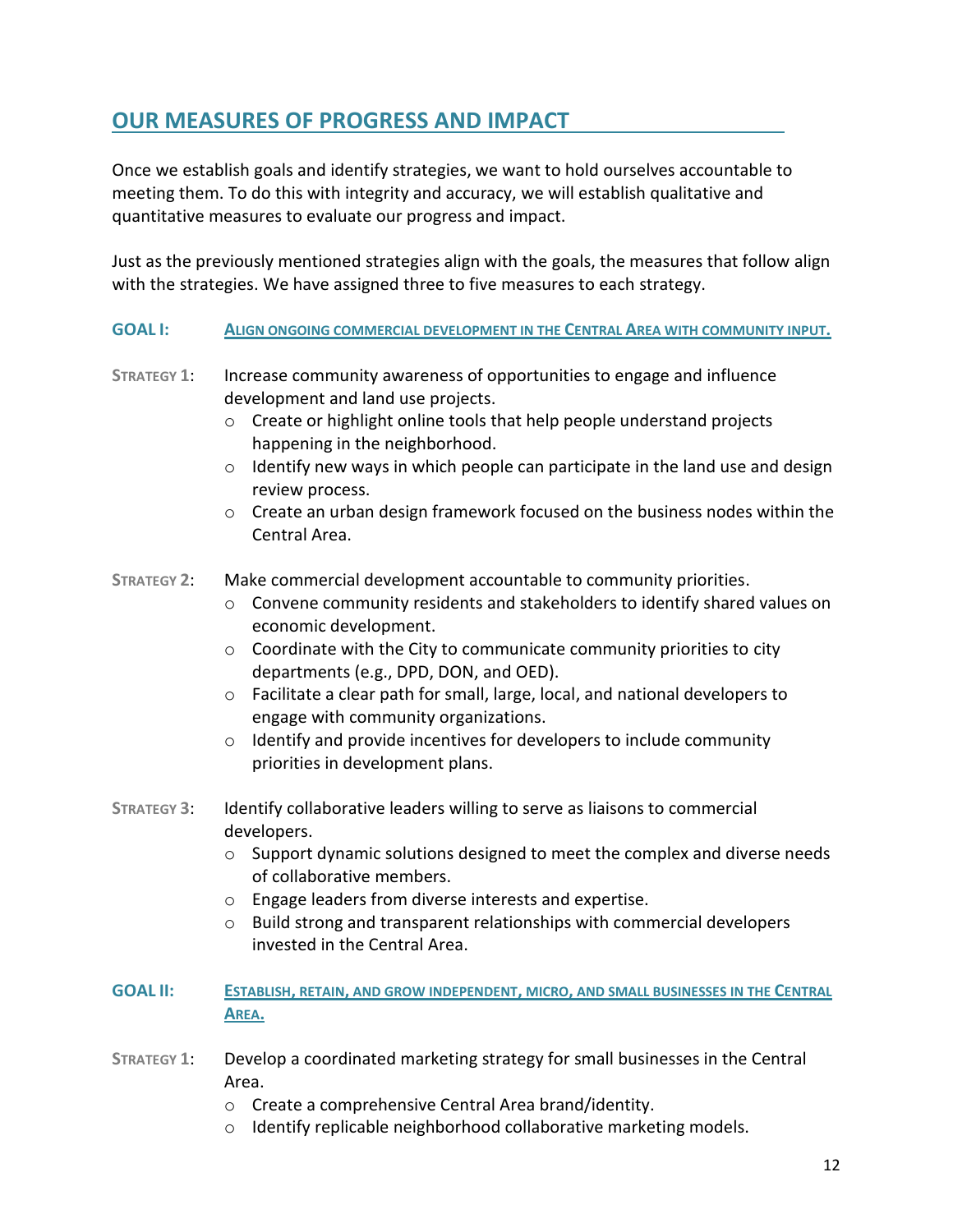## OUR MEASURES OF PROGRESS AND IMPACT

Once we establish goals and identify strategies, we want to hold ourselves accountable to meeting them. To do this with integrity and accuracy, we will establish qualitative and quantitative measures to evaluate our progress and impact.

Just as the previously mentioned strategies align with the goals, the measures that follow align with the strategies. We have assigned three to five measures to each strategy.

### GOAL I: ALIGN ONGOING COMMERCIAL DEVELOPMENT IN THE CENTRAL AREA WITH COMMUNITY INPUT.

**STRATEGY 1**: Increase community awareness of opportunities to engage and influence development and land use projects.

- Create or highlight online tools that help people understand projects happening in the neighborhood.
- Identify new ways in which people can participate in the land use and design review process.
- Create an urban design framework focused on the business nodes within the Central Area.

**STRATEGY 2**: Make commercial development accountable to community priorities.

- Convene community residents and stakeholders to identify shared values on economic development.
- Coordinate with the City to communicate community priorities to city departments (e.g., DPD, DON, and OED).
- Facilitate a clear path for small, large, local, and national developers to engage with community organizations.
- Identify and provide incentives for developers to include community priorities in development plans.

**STRATEGY 3**: Identify collaborative leaders willing to serve as liaisons to commercial developers.

- Support dynamic solutions designed to meet the complex and diverse needs of collaborative members.
- Engage leaders from diverse interests and expertise.
- Build strong and transparent relationships with commercial developers invested in the Central Area.

### GOAL II: ESTABLISH, RETAIN, AND GROW INDEPENDENT, MICRO, AND SMALL BUSINESSES IN THE CENTRAL AREA.

**STRATEGY 1**: Develop a coordinated marketing strategy for small businesses in the Central Area.

- Create a comprehensive Central Area brand/identity.
- Identify replicable neighborhood collaborative marketing models.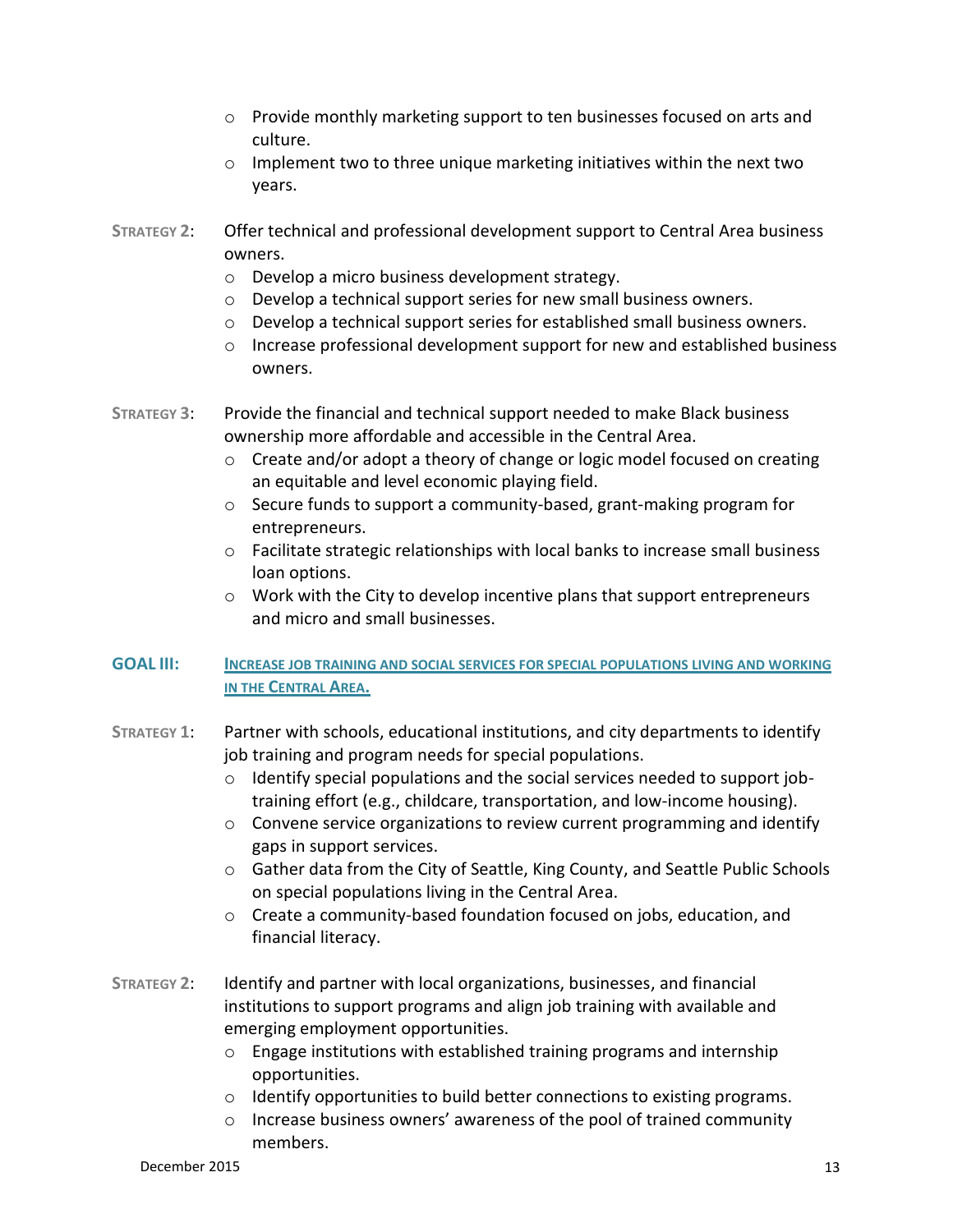- Provide monthly marketing support to ten businesses focused on arts and culture.
- Implement two to three unique marketing initiatives within the next two years.

**STRATEGY 2**: Offer technical and professional development support to Central Area business owners.

- Develop a micro business development strategy.
- Develop a technical support series for new small business owners.
- Develop a technical support series for established small business owners.
- Increase professional development support for new and established business owners.

**STRATEGY 3**: Provide the financial and technical support needed to make Black business ownership more affordable and accessible in the Central Area.

- Create and/or adopt a theory of change or logic model focused on creating an equitable and level economic playing field.
- Secure funds to support a community-based, grant-making program for entrepreneurs.
- Facilitate strategic relationships with local banks to increase small business loan options.
- Work with the City to develop incentive plans that support entrepreneurs and micro and small businesses.

## GOAL III: INCREASE JOB TRAINING AND SOCIAL SERVICES FOR SPECIAL POPULATIONS LIVING AND WORKING IN THE CENTRAL AREA.

**STRATEGY 1**: Partner with schools, educational institutions, and city departments to identify job training and program needs for special populations.

- Identify special populations and the social services needed to support job-training effort (e.g., childcare, transportation, and low-income housing).
- Convene service organizations to review current programming and identify gaps in support services.
- Gather data from the City of Seattle, King County, and Seattle Public Schools on special populations living in the Central Area.
- Create a community-based foundation focused on jobs, education, and financial literacy.

**STRATEGY 2**: Identify and partner with local organizations, businesses, and financial institutions to support programs and align job training with available and emerging employment opportunities.

- Engage institutions with established training programs and internship opportunities.
- Identify opportunities to build better connections to existing programs.
- Increase business owners' awareness of the pool of trained community members.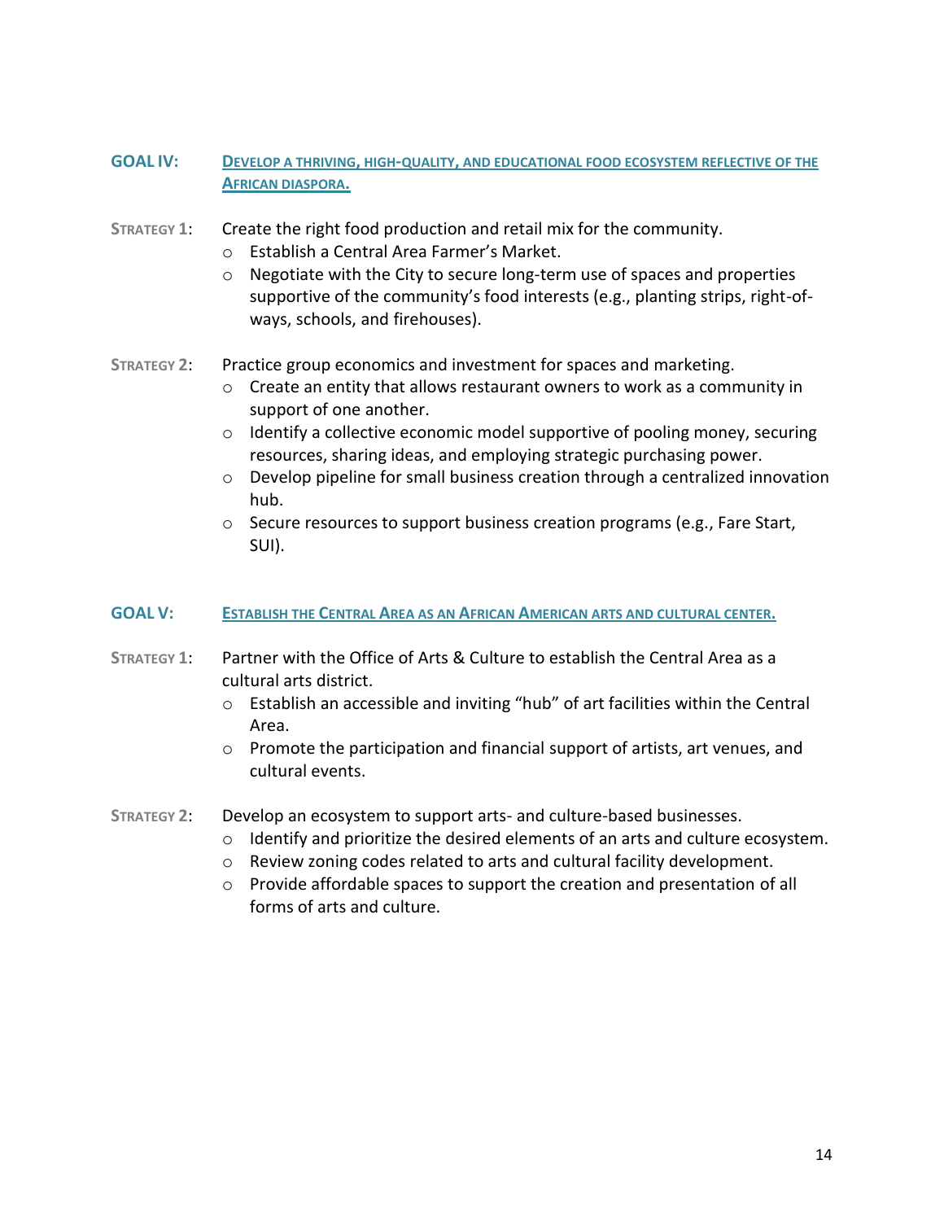## GOAL IV: DEVELOP A THRIVING, HIGH-QUALITY, AND EDUCATIONAL FOOD ECOSYSTEM REFLECTIVE OF THE AFRICAN DIASPORA.

**STRATEGY 1**: Create the right food production and retail mix for the community.

- Establish a Central Area Farmer's Market.
- Negotiate with the City to secure long-term use of spaces and properties supportive of the community's food interests (e.g., planting strips, right-of-ways, schools, and firehouses).

**STRATEGY 2**: Practice group economics and investment for spaces and marketing.

- Create an entity that allows restaurant owners to work as a community in support of one another.
- Identify a collective economic model supportive of pooling money, securing resources, sharing ideas, and employing strategic purchasing power.
- Develop pipeline for small business creation through a centralized innovation hub.
- Secure resources to support business creation programs (e.g., Fare Start, SUI).

## GOAL V: ESTABLISH THE CENTRAL AREA AS AN AFRICAN AMERICAN ARTS AND CULTURAL CENTER.

**STRATEGY 1**: Partner with the Office of Arts & Culture to establish the Central Area as a cultural arts district.

- Establish an accessible and inviting "hub" of art facilities within the Central Area.
- Promote the participation and financial support of artists, art venues, and cultural events.

**STRATEGY 2**: Develop an ecosystem to support arts- and culture-based businesses.

- Identify and prioritize the desired elements of an arts and culture ecosystem.
- Review zoning codes related to arts and cultural facility development.
- Provide affordable spaces to support the creation and presentation of all forms of arts and culture.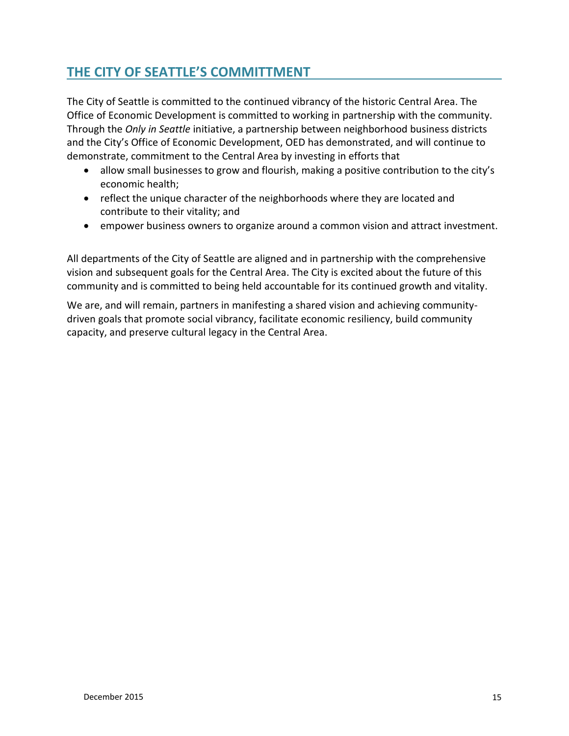## THE CITY OF SEATTLE'S COMMITTMENT

The City of Seattle is committed to the continued vibrancy of the historic Central Area. The Office of Economic Development is committed to working in partnership with the community. Through the *Only in Seattle* initiative, a partnership between neighborhood business districts and the City's Office of Economic Development, OED has demonstrated, and will continue to demonstrate, commitment to the Central Area by investing in efforts that

- allow small businesses to grow and flourish, making a positive contribution to the city's economic health;
- reflect the unique character of the neighborhoods where they are located and contribute to their vitality; and
- empower business owners to organize around a common vision and attract investment.

All departments of the City of Seattle are aligned and in partnership with the comprehensive vision and subsequent goals for the Central Area. The City is excited about the future of this community and is committed to being held accountable for its continued growth and vitality.

We are, and will remain, partners in manifesting a shared vision and achieving community-driven goals that promote social vibrancy, facilitate economic resiliency, build community capacity, and preserve cultural legacy in the Central Area.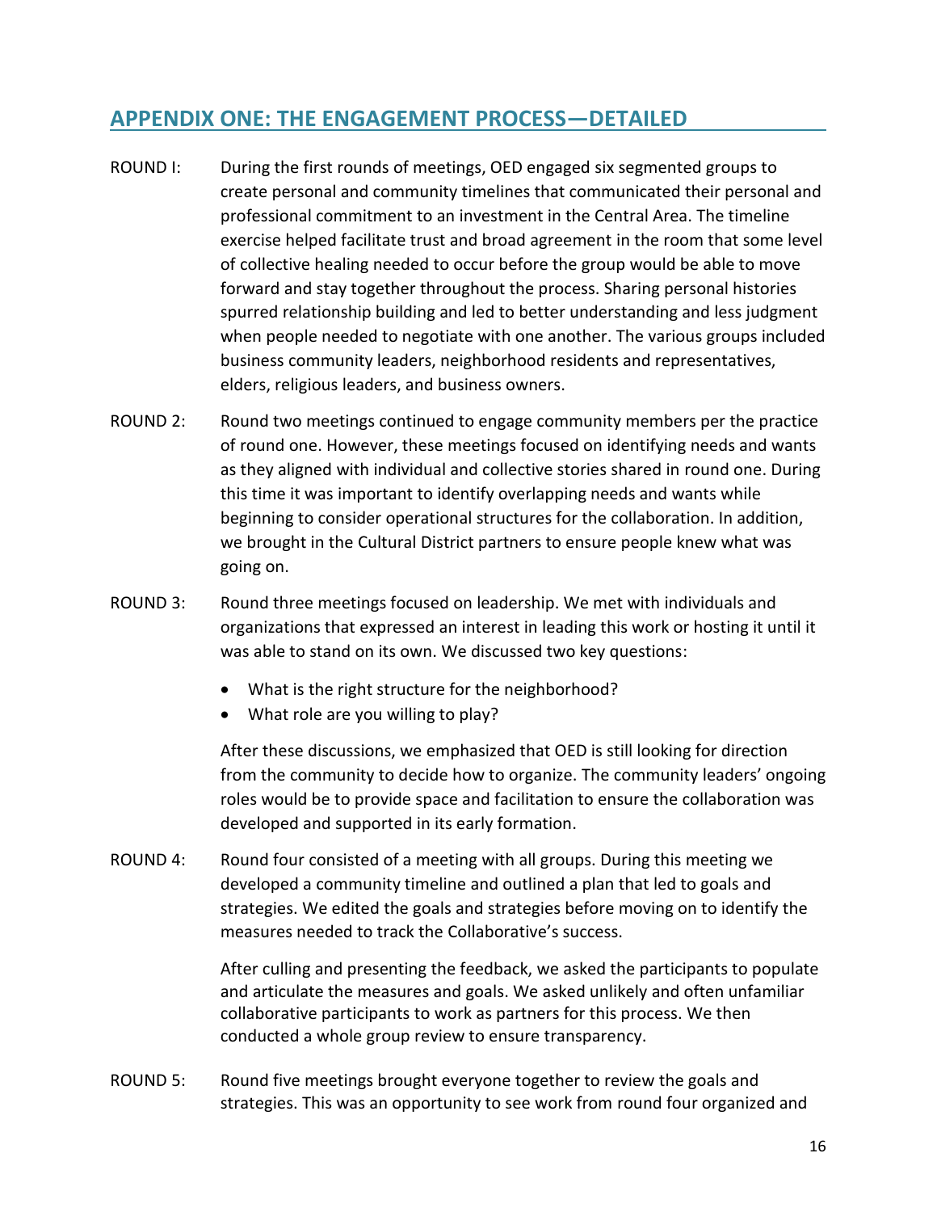## APPENDIX ONE: THE ENGAGEMENT PROCESS—DETAILED

ROUND I: During the first rounds of meetings, OED engaged six segmented groups to create personal and community timelines that communicated their personal and professional commitment to an investment in the Central Area. The timeline exercise helped facilitate trust and broad agreement in the room that some level of collective healing needed to occur before the group would be able to move forward and stay together throughout the process. Sharing personal histories spurred relationship building and led to better understanding and less judgment when people needed to negotiate with one another. The various groups included business community leaders, neighborhood residents and representatives, elders, religious leaders, and business owners.

ROUND 2: Round two meetings continued to engage community members per the practice of round one. However, these meetings focused on identifying needs and wants as they aligned with individual and collective stories shared in round one. During this time it was important to identify overlapping needs and wants while beginning to consider operational structures for the collaboration. In addition, we brought in the Cultural District partners to ensure people knew what was going on.

ROUND 3: Round three meetings focused on leadership. We met with individuals and organizations that expressed an interest in leading this work or hosting it until it was able to stand on its own. We discussed two key questions:

- What is the right structure for the neighborhood?
- What role are you willing to play?

After these discussions, we emphasized that OED is still looking for direction from the community to decide how to organize. The community leaders' ongoing roles would be to provide space and facilitation to ensure the collaboration was developed and supported in its early formation.

ROUND 4: Round four consisted of a meeting with all groups. During this meeting we developed a community timeline and outlined a plan that led to goals and strategies. We edited the goals and strategies before moving on to identify the measures needed to track the Collaborative's success.

After culling and presenting the feedback, we asked the participants to populate and articulate the measures and goals. We asked unlikely and often unfamiliar collaborative participants to work as partners for this process. We then conducted a whole group review to ensure transparency.

ROUND 5: Round five meetings brought everyone together to review the goals and strategies. This was an opportunity to see work from round four organized and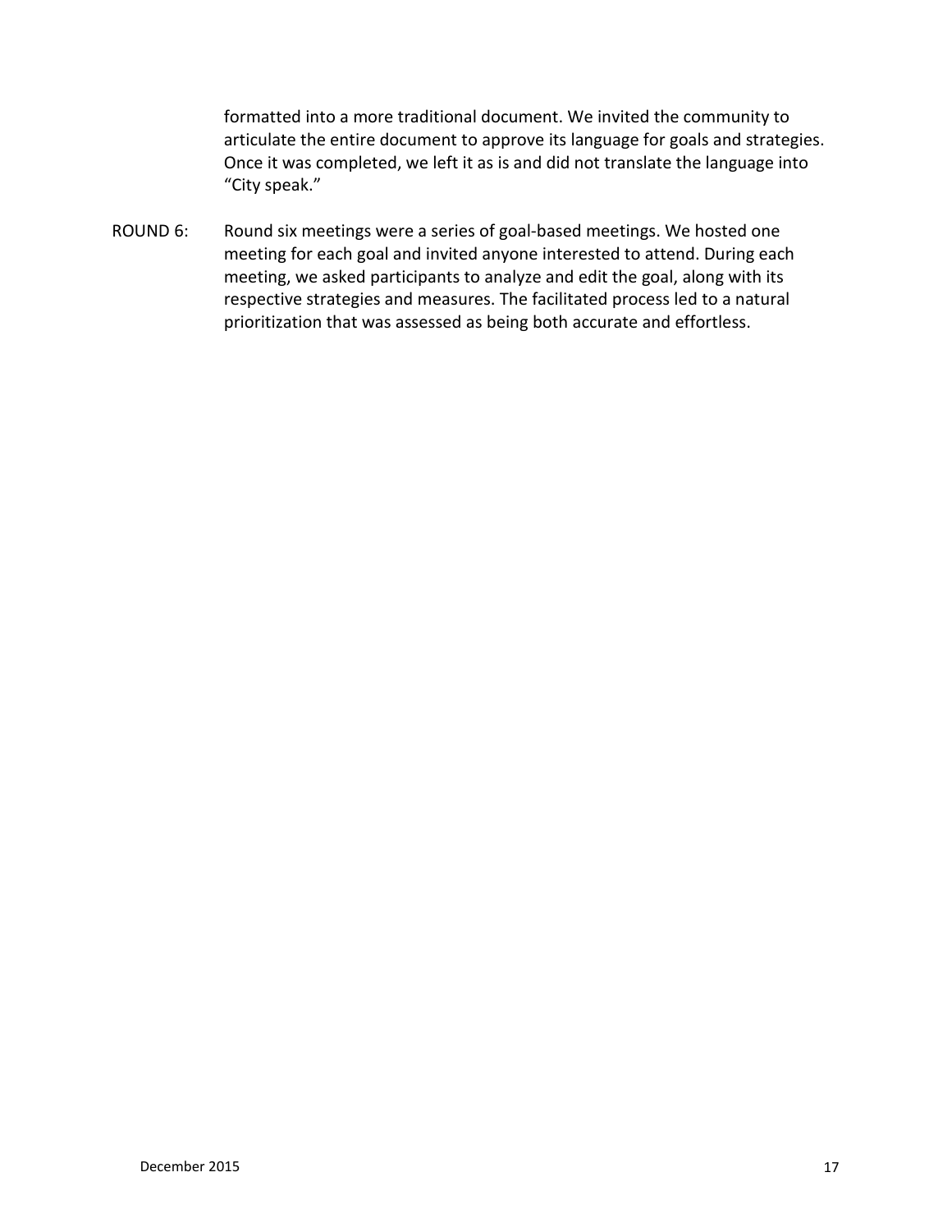formatted into a more traditional document. We invited the community to articulate the entire document to approve its language for goals and strategies. Once it was completed, we left it as is and did not translate the language into "City speak."

ROUND 6: Round six meetings were a series of goal-based meetings. We hosted one meeting for each goal and invited anyone interested to attend. During each meeting, we asked participants to analyze and edit the goal, along with its respective strategies and measures. The facilitated process led to a natural prioritization that was assessed as being both accurate and effortless.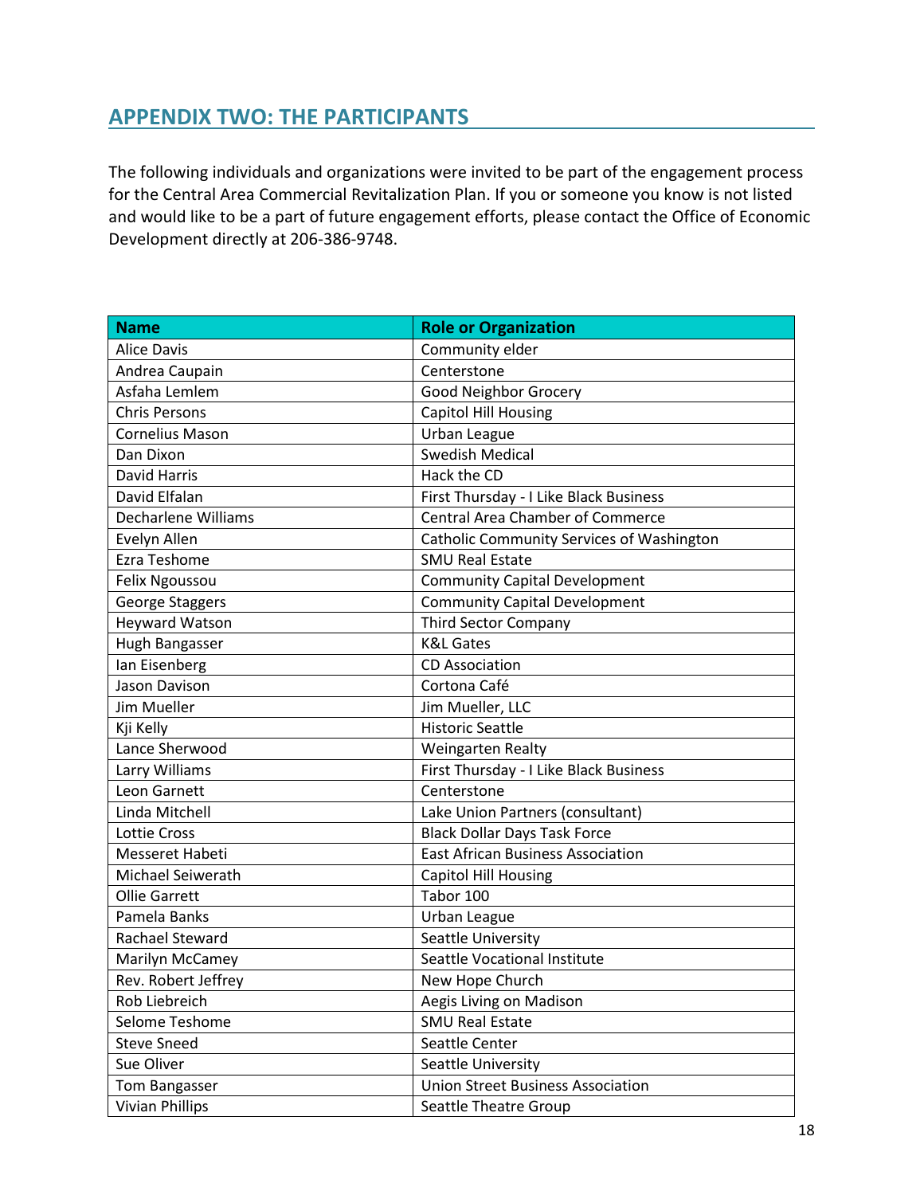## APPENDIX TWO: THE PARTICIPANTS

The following individuals and organizations were invited to be part of the engagement process for the Central Area Commercial Revitalization Plan. If you or someone you know is not listed and would like to be a part of future engagement efforts, please contact the Office of Economic Development directly at 206-386-9748.

| Name | Role or Organization |
|---|---|
| Alice Davis | Community elder |
| Andrea Caupain | Centerstone |
| Asfaha Lemlem | Good Neighbor Grocery |
| Chris Persons | Capitol Hill Housing |
| Cornelius Mason | Urban League |
| Dan Dixon | Swedish Medical |
| David Harris | Hack the CD |
| David Elfalan | First Thursday - I Like Black Business |
| Decharlene Williams | Central Area Chamber of Commerce |
| Evelyn Allen | Catholic Community Services of Washington |
| Ezra Teshome | SMU Real Estate |
| Felix Ngoussou | Community Capital Development |
| George Staggers | Community Capital Development |
| Heyward Watson | Third Sector Company |
| Hugh Bangasser | K&L Gates |
| Ian Eisenberg | CD Association |
| Jason Davison | Cortona Café |
| Jim Mueller | Jim Mueller, LLC |
| Kji Kelly | Historic Seattle |
| Lance Sherwood | Weingarten Realty |
| Larry Williams | First Thursday - I Like Black Business |
| Leon Garnett | Centerstone |
| Linda Mitchell | Lake Union Partners (consultant) |
| Lottie Cross | Black Dollar Days Task Force |
| Messeret Habeti | East African Business Association |
| Michael Seiwerath | Capitol Hill Housing |
| Ollie Garrett | Tabor 100 |
| Pamela Banks | Urban League |
| Rachael Steward | Seattle University |
| Marilyn McCamey | Seattle Vocational Institute |
| Rev. Robert Jeffrey | New Hope Church |
| Rob Liebreich | Aegis Living on Madison |
| Selome Teshome | SMU Real Estate |
| Steve Sneed | Seattle Center |
| Sue Oliver | Seattle University |
| Tom Bangasser | Union Street Business Association |
| Vivian Phillips | Seattle Theatre Group |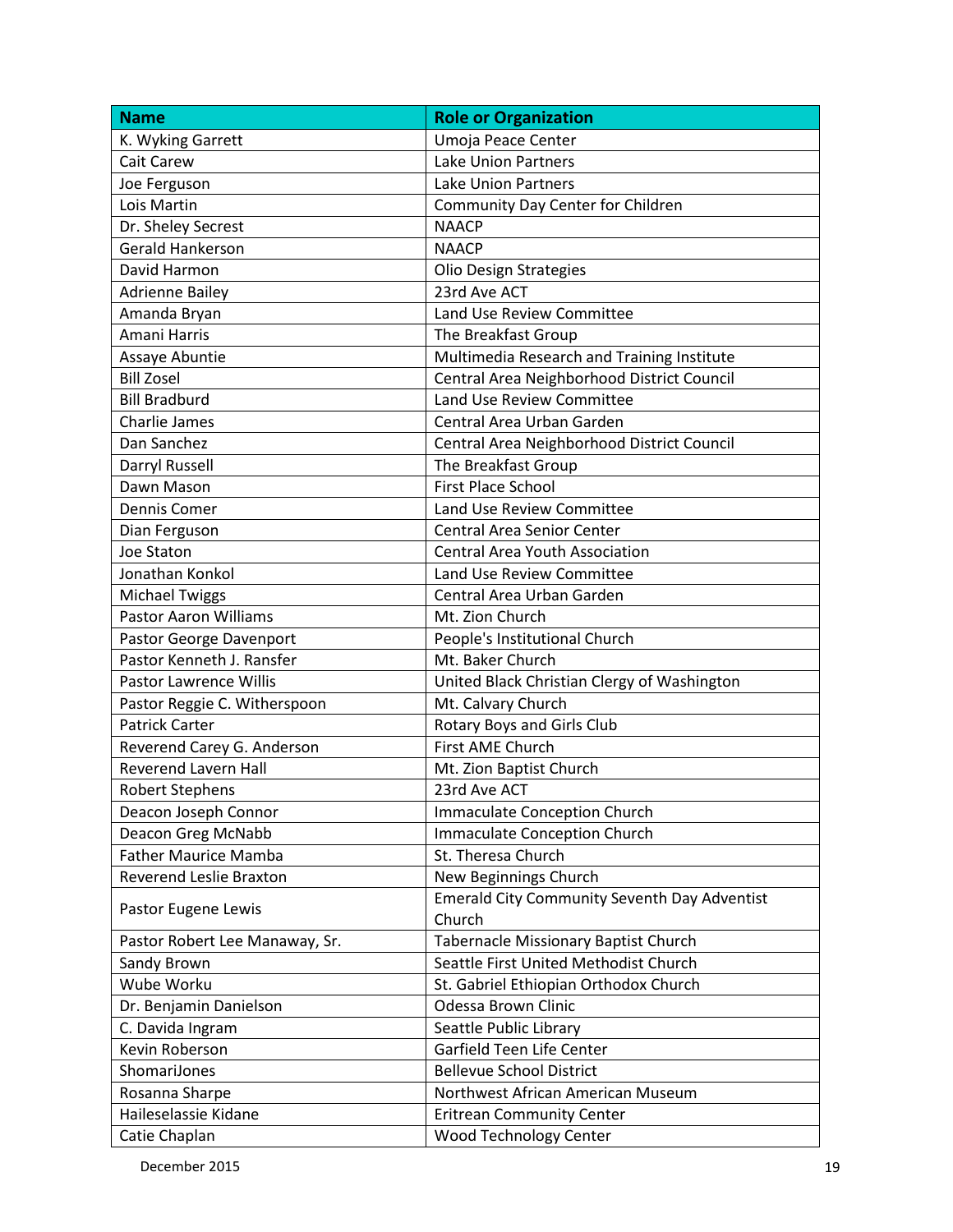| Name | Role or Organization |
| --- | --- |
| K. Wyking Garrett | Umoja Peace Center |
| Cait Carew | Lake Union Partners |
| Joe Ferguson | Lake Union Partners |
| Lois Martin | Community Day Center for Children |
| Dr. Sheley Secrest | NAACP |
| Gerald Hankerson | NAACP |
| David Harmon | Olio Design Strategies |
| Adrienne Bailey | 23rd Ave ACT |
| Amanda Bryan | Land Use Review Committee |
| Amani Harris | The Breakfast Group |
| Assaye Abuntie | Multimedia Research and Training Institute |
| Bill Zosel | Central Area Neighborhood District Council |
| Bill Bradburd | Land Use Review Committee |
| Charlie James | Central Area Urban Garden |
| Dan Sanchez | Central Area Neighborhood District Council |
| Darryl Russell | The Breakfast Group |
| Dawn Mason | First Place School |
| Dennis Comer | Land Use Review Committee |
| Dian Ferguson | Central Area Senior Center |
| Joe Staton | Central Area Youth Association |
| Jonathan Konkol | Land Use Review Committee |
| Michael Twiggs | Central Area Urban Garden |
| Pastor Aaron Williams | Mt. Zion Church |
| Pastor George Davenport | People's Institutional Church |
| Pastor Kenneth J. Ransfer | Mt. Baker Church |
| Pastor Lawrence Willis | United Black Christian Clergy of Washington |
| Pastor Reggie C. Witherspoon | Mt. Calvary Church |
| Patrick Carter | Rotary Boys and Girls Club |
| Reverend Carey G. Anderson | First AME Church |
| Reverend Lavern Hall | Mt. Zion Baptist Church |
| Robert Stephens | 23rd Ave ACT |
| Deacon Joseph Connor | Immaculate Conception Church |
| Deacon Greg McNabb | Immaculate Conception Church |
| Father Maurice Mamba | St. Theresa Church |
| Reverend Leslie Braxton | New Beginnings Church |
| Pastor Eugene Lewis | Emerald City Community Seventh Day Adventist Church |
| Pastor Robert Lee Manaway, Sr. | Tabernacle Missionary Baptist Church |
| Sandy Brown | Seattle First United Methodist Church |
| Wube Worku | St. Gabriel Ethiopian Orthodox Church |
| Dr. Benjamin Danielson | Odessa Brown Clinic |
| C. Davida Ingram | Seattle Public Library |
| Kevin Roberson | Garfield Teen Life Center |
| ShomariJones | Bellevue School District |
| Rosanna Sharpe | Northwest African American Museum |
| Haileselassie Kidane | Eritrean Community Center |
| Catie Chaplan | Wood Technology Center |

December 2015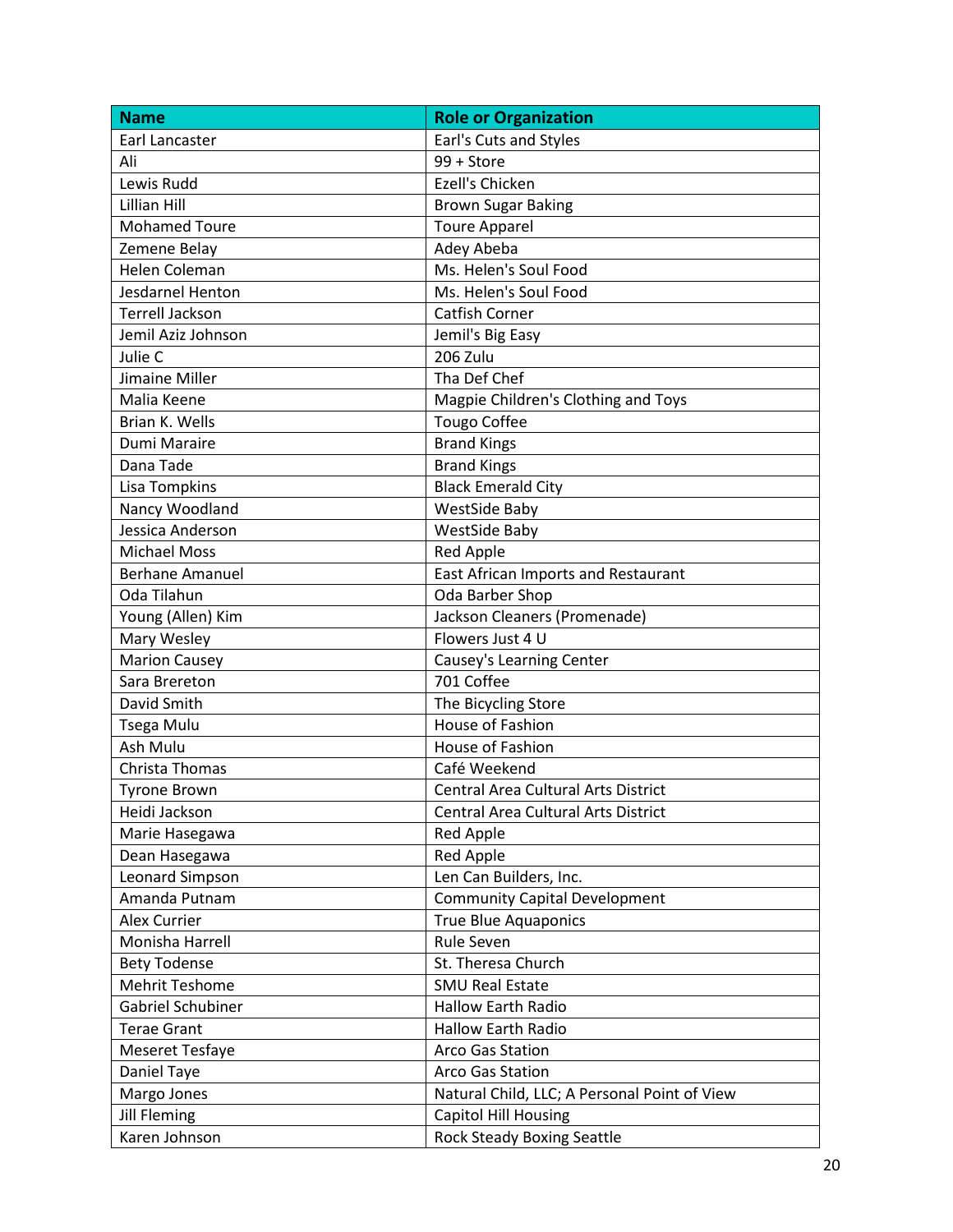| Name | Role or Organization |
|---|---|
| Earl Lancaster | Earl's Cuts and Styles |
| Ali | 99 + Store |
| Lewis Rudd | Ezell's Chicken |
| Lillian Hill | Brown Sugar Baking |
| Mohamed Toure | Toure Apparel |
| Zemene Belay | Adey Abeba |
| Helen Coleman | Ms. Helen's Soul Food |
| Jesdarnel Henton | Ms. Helen's Soul Food |
| Terrell Jackson | Catfish Corner |
| Jemil Aziz Johnson | Jemil's Big Easy |
| Julie C | 206 Zulu |
| Jimaine Miller | Tha Def Chef |
| Malia Keene | Magpie Children's Clothing and Toys |
| Brian K. Wells | Tougo Coffee |
| Dumi Maraire | Brand Kings |
| Dana Tade | Brand Kings |
| Lisa Tompkins | Black Emerald City |
| Nancy Woodland | WestSide Baby |
| Jessica Anderson | WestSide Baby |
| Michael Moss | Red Apple |
| Berhane Amanuel | East African Imports and Restaurant |
| Oda Tilahun | Oda Barber Shop |
| Young (Allen) Kim | Jackson Cleaners (Promenade) |
| Mary Wesley | Flowers Just 4 U |
| Marion Causey | Causey's Learning Center |
| Sara Brereton | 701 Coffee |
| David Smith | The Bicycling Store |
| Tsega Mulu | House of Fashion |
| Ash Mulu | House of Fashion |
| Christa Thomas | Café Weekend |
| Tyrone Brown | Central Area Cultural Arts District |
| Heidi Jackson | Central Area Cultural Arts District |
| Marie Hasegawa | Red Apple |
| Dean Hasegawa | Red Apple |
| Leonard Simpson | Len Can Builders, Inc. |
| Amanda Putnam | Community Capital Development |
| Alex Currier | True Blue Aquaponics |
| Monisha Harrell | Rule Seven |
| Bety Todense | St. Theresa Church |
| Mehrit Teshome | SMU Real Estate |
| Gabriel Schubiner | Hallow Earth Radio |
| Terae Grant | Hallow Earth Radio |
| Meseret Tesfaye | Arco Gas Station |
| Daniel Taye | Arco Gas Station |
| Margo Jones | Natural Child, LLC; A Personal Point of View |
| Jill Fleming | Capitol Hill Housing |
| Karen Johnson | Rock Steady Boxing Seattle |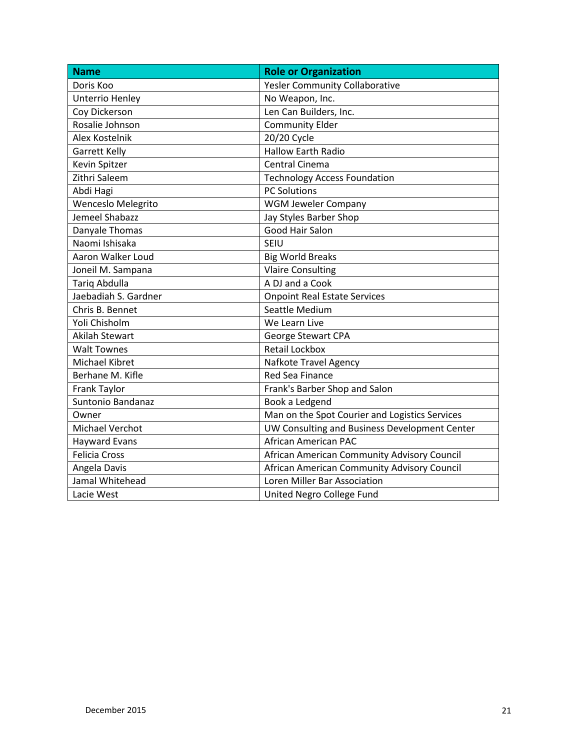| Name | Role or Organization |
|---|---|
| Doris Koo | Yesler Community Collaborative |
| Unterrio Henley | No Weapon, Inc. |
| Coy Dickerson | Len Can Builders, Inc. |
| Rosalie Johnson | Community Elder |
| Alex Kostelnik | 20/20 Cycle |
| Garrett Kelly | Hallow Earth Radio |
| Kevin Spitzer | Central Cinema |
| Zithri Saleem | Technology Access Foundation |
| Abdi Hagi | PC Solutions |
| Wenceslo Melegrito | WGM Jeweler Company |
| Jemeel Shabazz | Jay Styles Barber Shop |
| Danyale Thomas | Good Hair Salon |
| Naomi Ishisaka | SEIU |
| Aaron Walker Loud | Big World Breaks |
| Joneil M. Sampana | Vlaire Consulting |
| Tariq Abdulla | A DJ and a Cook |
| Jaebadiah S. Gardner | Onpoint Real Estate Services |
| Chris B. Bennet | Seattle Medium |
| Yoli Chisholm | We Learn Live |
| Akilah Stewart | George Stewart CPA |
| Walt Townes | Retail Lockbox |
| Michael Kibret | Nafkote Travel Agency |
| Berhane M. Kifle | Red Sea Finance |
| Frank Taylor | Frank's Barber Shop and Salon |
| Suntonio Bandanaz | Book a Ledgend |
| Owner | Man on the Spot Courier and Logistics Services |
| Michael Verchot | UW Consulting and Business Development Center |
| Hayward Evans | African American PAC |
| Felicia Cross | African American Community Advisory Council |
| Angela Davis | African American Community Advisory Council |
| Jamal Whitehead | Loren Miller Bar Association |
| Lacie West | United Negro College Fund |